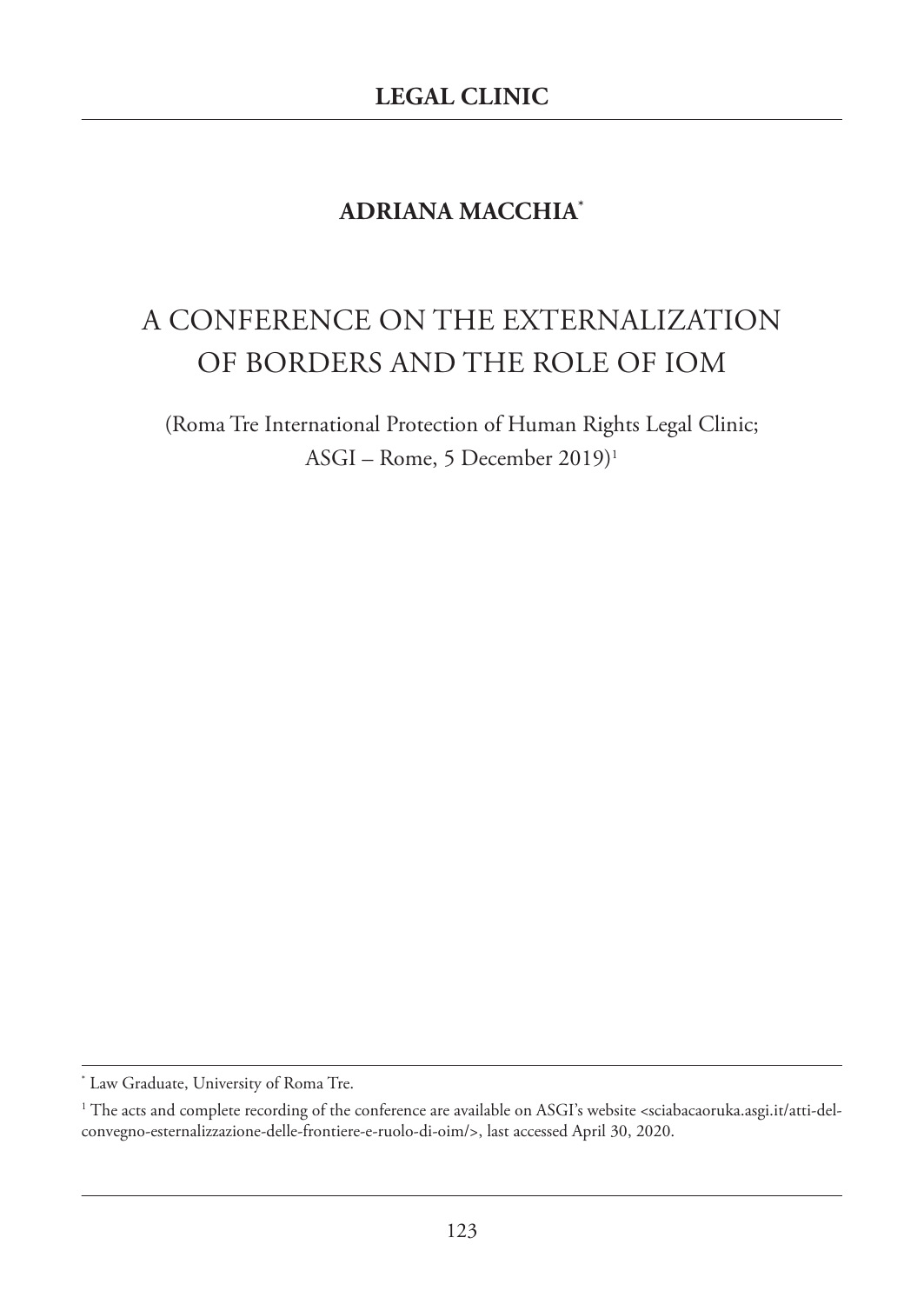## LEGAL CLINIC

**ADRIANA MACCHIA**[*]

# A CONFERENCE ON THE EXTERNALIZATION OF BORDERS AND THE ROLE OF IOM

(Roma Tre International Protection of Human Rights Legal Clinic; ASGI – Rome, 5 December 2019)[1]

---

[*] Law Graduate, University of Roma Tre.

[1] The acts and complete recording of the conference are available on ASGI's website <sciabacaoruka.asgi.it/atti-del-convegno-esternalizzazione-delle-frontiere-e-ruolo-di-oim/>, last accessed April 30, 2020.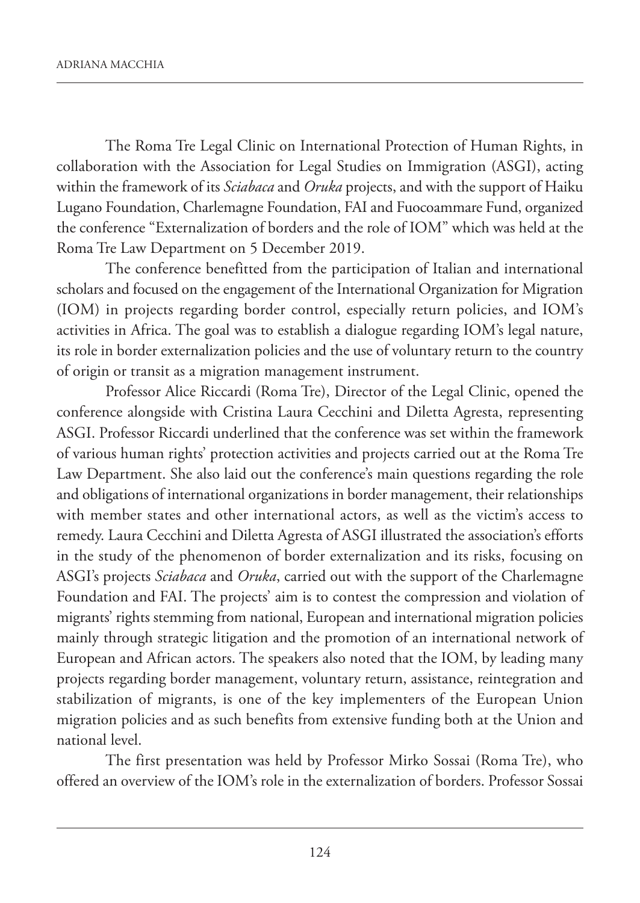The Roma Tre Legal Clinic on International Protection of Human Rights, in collaboration with the Association for Legal Studies on Immigration (ASGI), acting within the framework of its *Sciabaca* and *Oruka* projects, and with the support of Haiku Lugano Foundation, Charlemagne Foundation, FAI and Fuocoammare Fund, organized the conference "Externalization of borders and the role of IOM" which was held at the Roma Tre Law Department on 5 December 2019.

The conference benefitted from the participation of Italian and international scholars and focused on the engagement of the International Organization for Migration (IOM) in projects regarding border control, especially return policies, and IOM's activities in Africa. The goal was to establish a dialogue regarding IOM's legal nature, its role in border externalization policies and the use of voluntary return to the country of origin or transit as a migration management instrument.

Professor Alice Riccardi (Roma Tre), Director of the Legal Clinic, opened the conference alongside with Cristina Laura Cecchini and Diletta Agresta, representing ASGI. Professor Riccardi underlined that the conference was set within the framework of various human rights' protection activities and projects carried out at the Roma Tre Law Department. She also laid out the conference's main questions regarding the role and obligations of international organizations in border management, their relationships with member states and other international actors, as well as the victim's access to remedy. Laura Cecchini and Diletta Agresta of ASGI illustrated the association's efforts in the study of the phenomenon of border externalization and its risks, focusing on ASGI's projects *Sciabaca* and *Oruka*, carried out with the support of the Charlemagne Foundation and FAI. The projects' aim is to contest the compression and violation of migrants' rights stemming from national, European and international migration policies mainly through strategic litigation and the promotion of an international network of European and African actors. The speakers also noted that the IOM, by leading many projects regarding border management, voluntary return, assistance, reintegration and stabilization of migrants, is one of the key implementers of the European Union migration policies and as such benefits from extensive funding both at the Union and national level.

The first presentation was held by Professor Mirko Sossai (Roma Tre), who offered an overview of the IOM's role in the externalization of borders. Professor Sossai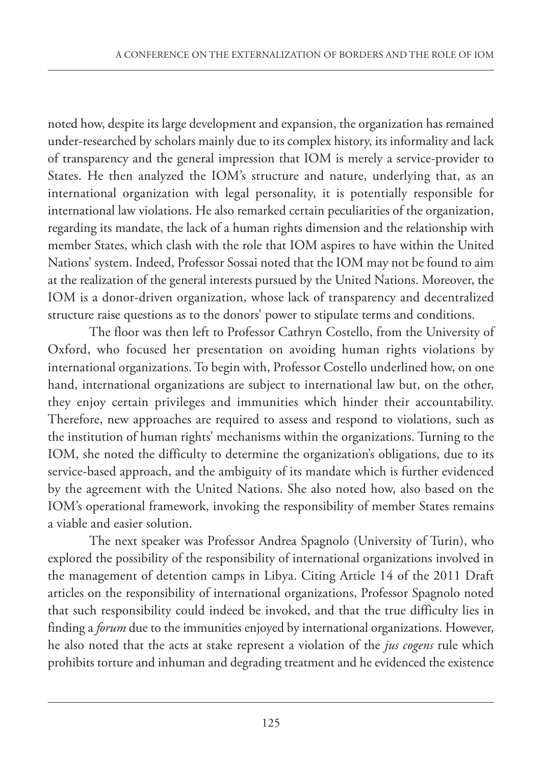noted how, despite its large development and expansion, the organization has remained under-researched by scholars mainly due to its complex history, its informality and lack of transparency and the general impression that IOM is merely a service-provider to States. He then analyzed the IOM's structure and nature, underlying that, as an international organization with legal personality, it is potentially responsible for international law violations. He also remarked certain peculiarities of the organization, regarding its mandate, the lack of a human rights dimension and the relationship with member States, which clash with the role that IOM aspires to have within the United Nations' system. Indeed, Professor Sossai noted that the IOM may not be found to aim at the realization of the general interests pursued by the United Nations. Moreover, the IOM is a donor-driven organization, whose lack of transparency and decentralized structure raise questions as to the donors' power to stipulate terms and conditions.

The floor was then left to Professor Cathryn Costello, from the University of Oxford, who focused her presentation on avoiding human rights violations by international organizations. To begin with, Professor Costello underlined how, on one hand, international organizations are subject to international law but, on the other, they enjoy certain privileges and immunities which hinder their accountability. Therefore, new approaches are required to assess and respond to violations, such as the institution of human rights' mechanisms within the organizations. Turning to the IOM, she noted the difficulty to determine the organization's obligations, due to its service-based approach, and the ambiguity of its mandate which is further evidenced by the agreement with the United Nations. She also noted how, also based on the IOM's operational framework, invoking the responsibility of member States remains a viable and easier solution.

The next speaker was Professor Andrea Spagnolo (University of Turin), who explored the possibility of the responsibility of international organizations involved in the management of detention camps in Libya. Citing Article 14 of the 2011 Draft articles on the responsibility of international organizations, Professor Spagnolo noted that such responsibility could indeed be invoked, and that the true difficulty lies in finding a *forum* due to the immunities enjoyed by international organizations. However, he also noted that the acts at stake represent a violation of the *jus cogens* rule which prohibits torture and inhuman and degrading treatment and he evidenced the existence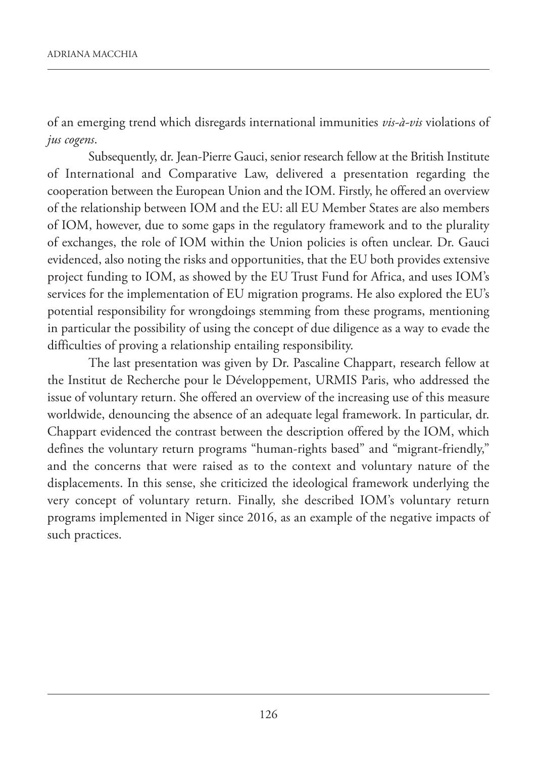of an emerging trend which disregards international immunities *vis-à-vis* violations of *jus cogens*.

Subsequently, dr. Jean-Pierre Gauci, senior research fellow at the British Institute of International and Comparative Law, delivered a presentation regarding the cooperation between the European Union and the IOM. Firstly, he offered an overview of the relationship between IOM and the EU: all EU Member States are also members of IOM, however, due to some gaps in the regulatory framework and to the plurality of exchanges, the role of IOM within the Union policies is often unclear. Dr. Gauci evidenced, also noting the risks and opportunities, that the EU both provides extensive project funding to IOM, as showed by the EU Trust Fund for Africa, and uses IOM's services for the implementation of EU migration programs. He also explored the EU's potential responsibility for wrongdoings stemming from these programs, mentioning in particular the possibility of using the concept of due diligence as a way to evade the difficulties of proving a relationship entailing responsibility.

The last presentation was given by Dr. Pascaline Chappart, research fellow at the Institut de Recherche pour le Développement, URMIS Paris, who addressed the issue of voluntary return. She offered an overview of the increasing use of this measure worldwide, denouncing the absence of an adequate legal framework. In particular, dr. Chappart evidenced the contrast between the description offered by the IOM, which defines the voluntary return programs "human-rights based" and "migrant-friendly," and the concerns that were raised as to the context and voluntary nature of the displacements. In this sense, she criticized the ideological framework underlying the very concept of voluntary return. Finally, she described IOM's voluntary return programs implemented in Niger since 2016, as an example of the negative impacts of such practices.